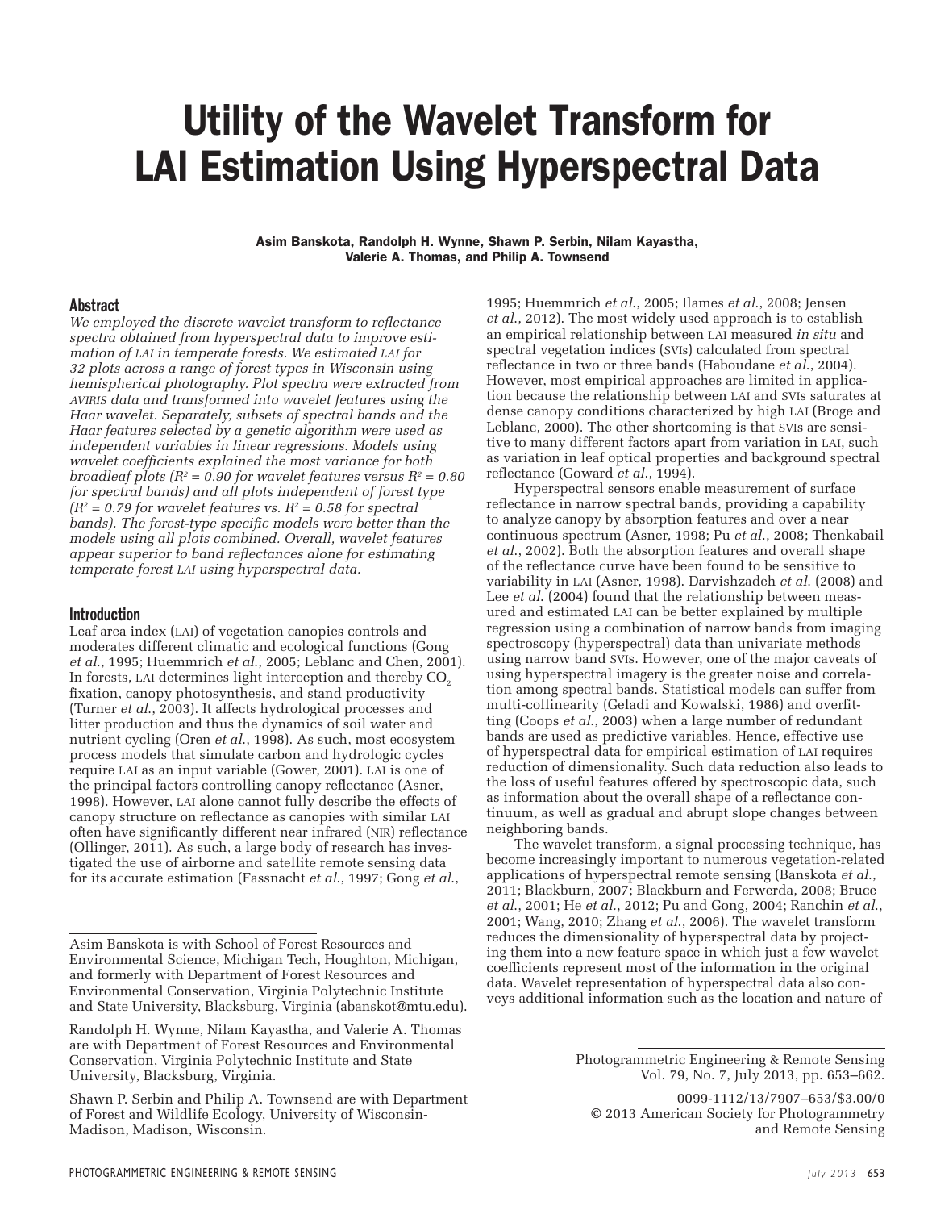# Utility of the Wavelet Transform for LAI Estimation Using Hyperspectral Data

**Asim Banskota, Randolph H. Wynne, Shawn P. Serbin, Nilam Kayastha, Valerie A. Thomas, and Philip A. Townsend**

## Abstract

*We employed the discrete wavelet transform to reflectance spectra obtained from hyperspectral data to improve estimation of LAI in temperate forests. We estimated LAI for 32 plots across a range of forest types in Wisconsin using hemispherical photography. Plot spectra were extracted from AVIRIS data and transformed into wavelet features using the Haar wavelet. Separately, subsets of spectral bands and the Haar features selected by a genetic algorithm were used as independent variables in linear regressions. Models using wavelet coefficients explained the most variance for both broadleaf plots ($R^2 = 0.90$ for wavelet features versus $R^2 = 0.80$ for spectral bands) and all plots independent of forest type ($R^2 = 0.79$ for wavelet features vs. $R^2 = 0.58$ for spectral bands). The forest-type specific models were better than the models using all plots combined. Overall, wavelet features appear superior to band reflectances alone for estimating temperate forest LAI using hyperspectral data.*

## Introduction

Leaf area index (LAI) of vegetation canopies controls and moderates different climatic and ecological functions (Gong *et al.*, 1995; Huemmrich *et al.*, 2005; Leblanc and Chen, 2001). In forests, LAI determines light interception and thereby $CO_2$ fixation, canopy photosynthesis, and stand productivity (Turner *et al.*, 2003). It affects hydrological processes and litter production and thus the dynamics of soil water and nutrient cycling (Oren *et al.*, 1998). As such, most ecosystem process models that simulate carbon and hydrologic cycles require LAI as an input variable (Gower, 2001). LAI is one of the principal factors controlling canopy reflectance (Asner, 1998). However, LAI alone cannot fully describe the effects of canopy structure on reflectance as canopies with similar LAI often have significantly different near infrared (NIR) reflectance (Ollinger, 2011). As such, a large body of research has investigated the use of airborne and satellite remote sensing data for its accurate estimation (Fassnacht *et al.*, 1997; Gong *et al.*, 1995; Huemmrich *et al.*, 2005; Ilames *et al.*, 2008; Jensen *et al.*, 2012). The most widely used approach is to establish an empirical relationship between LAI measured *in situ* and spectral vegetation indices (SVIs) calculated from spectral reflectance in two or three bands (Haboudane *et al.*, 2004). However, most empirical approaches are limited in application because the relationship between LAI and SVIs saturates at dense canopy conditions characterized by high LAI (Broge and Leblanc, 2000). The other shortcoming is that SVIs are sensitive to many different factors apart from variation in LAI, such as variation in leaf optical properties and background spectral reflectance (Goward *et al.*, 1994).

Hyperspectral sensors enable measurement of surface reflectance in narrow spectral bands, providing a capability to analyze canopy by absorption features and over a near continuous spectrum (Asner, 1998; Pu *et al.*, 2008; Thenkabail *et al.*, 2002). Both the absorption features and overall shape of the reflectance curve have been found to be sensitive to variability in LAI (Asner, 1998). Darvishzadeh *et al.* (2008) and Lee *et al.* (2004) found that the relationship between measured and estimated LAI can be better explained by multiple regression using a combination of narrow bands from imaging spectroscopy (hyperspectral) data than univariate methods using narrow band SVIs. However, one of the major caveats of using hyperspectral imagery is the greater noise and correlation among spectral bands. Statistical models can suffer from multi-collinearity (Geladi and Kowalski, 1986) and overfitting (Coops *et al.*, 2003) when a large number of redundant bands are used as predictive variables. Hence, effective use of hyperspectral data for empirical estimation of LAI requires reduction of dimensionality. Such data reduction also leads to the loss of useful features offered by spectroscopic data, such as information about the overall shape of a reflectance continuum, as well as gradual and abrupt slope changes between neighboring bands.

The wavelet transform, a signal processing technique, has become increasingly important to numerous vegetation-related applications of hyperspectral remote sensing (Banskota *et al.*, 2011; Blackburn, 2007; Blackburn and Ferwerda, 2008; Bruce *et al.*, 2001; He *et al.*, 2012; Pu and Gong, 2004; Ranchin *et al.*, 2001; Wang, 2010; Zhang *et al.*, 2006). The wavelet transform reduces the dimensionality of hyperspectral data by projecting them into a new feature space in which just a few wavelet coefficients represent most of the information in the original data. Wavelet representation of hyperspectral data also conveys additional information such as the location and nature of

---

Asim Banskota is with School of Forest Resources and Environmental Science, Michigan Tech, Houghton, Michigan, and formerly with Department of Forest Resources and Environmental Conservation, Virginia Polytechnic Institute and State University, Blacksburg, Virginia (abanskot@mtu.edu).

Randolph H. Wynne, Nilam Kayastha, and Valerie A. Thomas are with Department of Forest Resources and Environmental Conservation, Virginia Polytechnic Institute and State University, Blacksburg, Virginia.

Shawn P. Serbin and Philip A. Townsend are with Department of Forest and Wildlife Ecology, University of Wisconsin-Madison, Madison, Wisconsin.

Photogrammetric Engineering & Remote Sensing
Vol. 79, No. 7, July 2013, pp. 653–662.

0099-1112/13/7907–653/$3.00/0
© 2013 American Society for Photogrammetry and Remote Sensing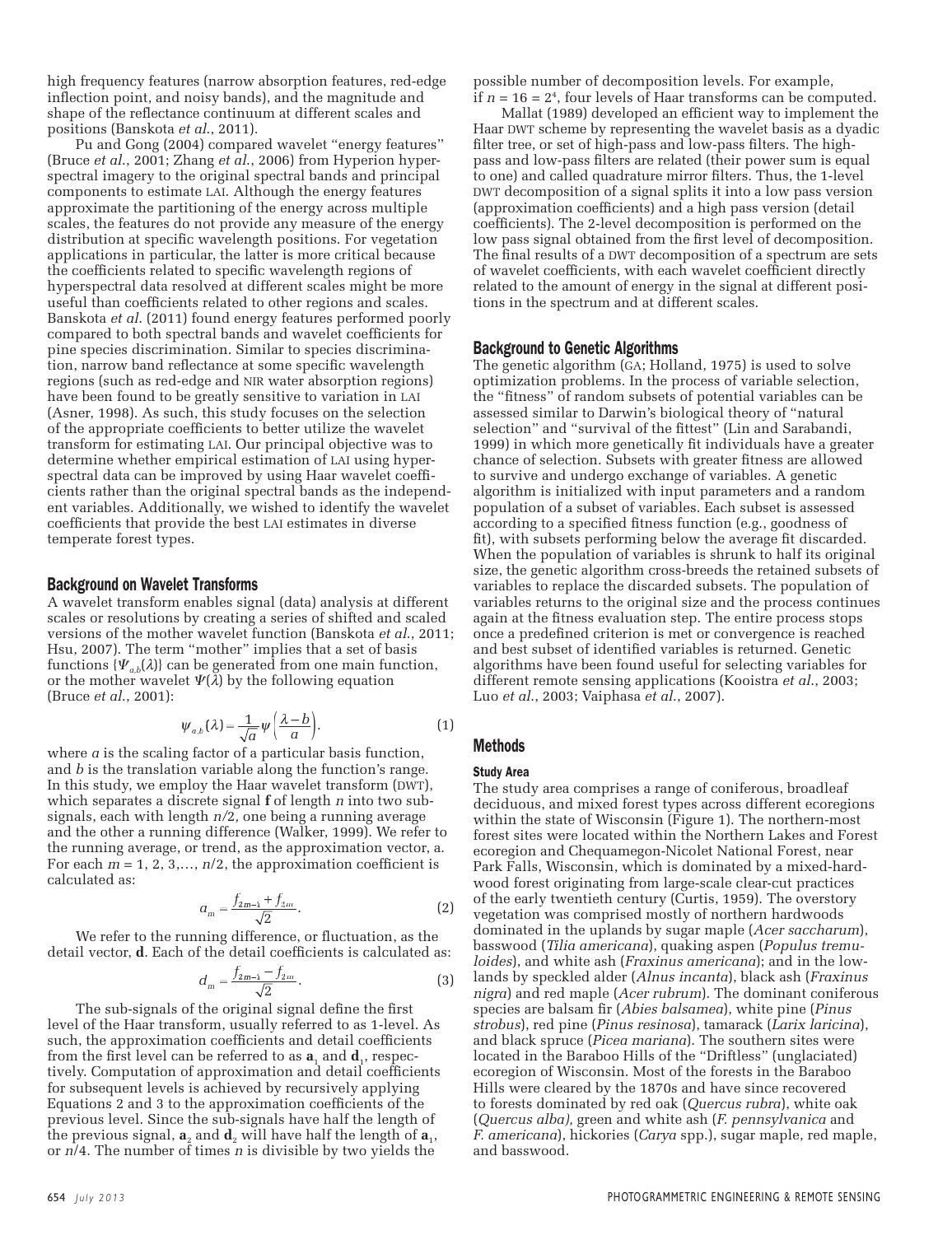high frequency features (narrow absorption features, red-edge inflection point, and noisy bands), and the magnitude and shape of the reflectance continuum at different scales and positions (Banskota *et al.*, 2011).

Pu and Gong (2004) compared wavelet "energy features" (Bruce *et al.*, 2001; Zhang *et al.*, 2006) from Hyperion hyperspectral imagery to the original spectral bands and principal components to estimate LAI. Although the energy features approximate the partitioning of the energy across multiple scales, the features do not provide any measure of the energy distribution at specific wavelength positions. For vegetation applications in particular, the latter is more critical because the coefficients related to specific wavelength regions of hyperspectral data resolved at different scales might be more useful than coefficients related to other regions and scales. Banskota *et al.* (2011) found energy features performed poorly compared to both spectral bands and wavelet coefficients for pine species discrimination. Similar to species discrimination, narrow band reflectance at some specific wavelength regions (such as red-edge and NIR water absorption regions) have been found to be greatly sensitive to variation in LAI (Asner, 1998). As such, this study focuses on the selection of the appropriate coefficients to better utilize the wavelet transform for estimating LAI. Our principal objective was to determine whether empirical estimation of LAI using hyperspectral data can be improved by using Haar wavelet coefficients rather than the original spectral bands as the independent variables. Additionally, we wished to identify the wavelet coefficients that provide the best LAI estimates in diverse temperate forest types.

## Background on Wavelet Transforms

A wavelet transform enables signal (data) analysis at different scales or resolutions by creating a series of shifted and scaled versions of the mother wavelet function (Banskota *et al.*, 2011; Hsu, 2007). The term "mother" implies that a set of basis functions $\{\Psi_{a,b}(\lambda)\}$ can be generated from one main function, or the mother wavelet $\Psi(\lambda)$ by the following equation (Bruce *et al.*, 2001):

$$\Psi_{a,b}(\lambda) = \frac{1}{\sqrt{a}}\Psi\left(\frac{\lambda - b}{a}\right). \quad (1)$$

where $a$ is the scaling factor of a particular basis function, and $b$ is the translation variable along the function's range. In this study, we employ the Haar wavelet transform (DWT), which separates a discrete signal $\mathbf{f}$ of length $n$ into two sub-signals, each with length $n/2$, one being a running average and the other a running difference (Walker, 1999). We refer to the running average, or trend, as the approximation vector, a. For each $m = 1, 2, 3, \ldots, n/2$, the approximation coefficient is calculated as:

$$a_m = \frac{f_{2m-1} + f_{2m}}{\sqrt{2}}. \quad (2)$$

We refer to the running difference, or fluctuation, as the detail vector, $\mathbf{d}$. Each of the detail coefficients is calculated as:

$$d_m = \frac{f_{2m-1} - f_{2m}}{\sqrt{2}}. \quad (3)$$

The sub-signals of the original signal define the first level of the Haar transform, usually referred to as 1-level. As such, the approximation coefficients and detail coefficients from the first level can be referred to as $\mathbf{a}_1$ and $\mathbf{d}_1$, respectively. Computation of approximation and detail coefficients for subsequent levels is achieved by recursively applying Equations 2 and 3 to the approximation coefficients of the previous level. Since the sub-signals have half the length of the previous signal, $\mathbf{a}_2$ and $\mathbf{d}_2$ will have half the length of $\mathbf{a}_1$, or $n/4$. The number of times $n$ is divisible by two yields the possible number of decomposition levels. For example, if $n = 16 = 2^4$, four levels of Haar transforms can be computed.

Mallat (1989) developed an efficient way to implement the Haar DWT scheme by representing the wavelet basis as a dyadic filter tree, or set of high-pass and low-pass filters. The high-pass and low-pass filters are related (their power sum is equal to one) and called quadrature mirror filters. Thus, the 1-level DWT decomposition of a signal splits it into a low pass version (approximation coefficients) and a high pass version (detail coefficients). The 2-level decomposition is performed on the low pass signal obtained from the first level of decomposition. The final results of a DWT decomposition of a spectrum are sets of wavelet coefficients, with each wavelet coefficient directly related to the amount of energy in the signal at different positions in the spectrum and at different scales.

## Background to Genetic Algorithms

The genetic algorithm (GA; Holland, 1975) is used to solve optimization problems. In the process of variable selection, the "fitness" of random subsets of potential variables can be assessed similar to Darwin's biological theory of "natural selection" and "survival of the fittest" (Lin and Sarabandi, 1999) in which more genetically fit individuals have a greater chance of selection. Subsets with greater fitness are allowed to survive and undergo exchange of variables. A genetic algorithm is initialized with input parameters and a random population of a subset of variables. Each subset is assessed according to a specified fitness function (e.g., goodness of fit), with subsets performing below the average fit discarded. When the population of variables is shrunk to half its original size, the genetic algorithm cross-breeds the retained subsets of variables to replace the discarded subsets. The population of variables returns to the original size and the process continues again at the fitness evaluation step. The entire process stops once a predefined criterion is met or convergence is reached and best subset of identified variables is returned. Genetic algorithms have been found useful for selecting variables for different remote sensing applications (Kooistra *et al.*, 2003; Luo *et al.*, 2003; Vaiphasa *et al.*, 2007).

## Methods

### Study Area

The study area comprises a range of coniferous, broadleaf deciduous, and mixed forest types across different ecoregions within the state of Wisconsin (Figure 1). The northern-most forest sites were located within the Northern Lakes and Forest ecoregion and Chequamegon-Nicolet National Forest, near Park Falls, Wisconsin, which is dominated by a mixed-hardwood forest originating from large-scale clear-cut practices of the early twentieth century (Curtis, 1959). The overstory vegetation was comprised mostly of northern hardwoods dominated in the uplands by sugar maple (*Acer saccharum*), basswood (*Tilia americana*), quaking aspen (*Populus tremuloides*), and white ash (*Fraxinus americana*); and in the lowlands by speckled alder (*Alnus incanta*), black ash (*Fraxinus nigra*) and red maple (*Acer rubrum*). The dominant coniferous species are balsam fir (*Abies balsamea*), white pine (*Pinus strobus*), red pine (*Pinus resinosa*), tamarack (*Larix laricina*), and black spruce (*Picea mariana*). The southern sites were located in the Baraboo Hills of the "Driftless" (unglaciated) ecoregion of Wisconsin. Most of the forests in the Baraboo Hills were cleared by the 1870s and have since recovered to forests dominated by red oak (*Quercus rubra*), white oak (*Quercus alba),* green and white ash (*F. pennsylvanica* and *F. americana*), hickories (*Carya* spp.), sugar maple, red maple, and basswood.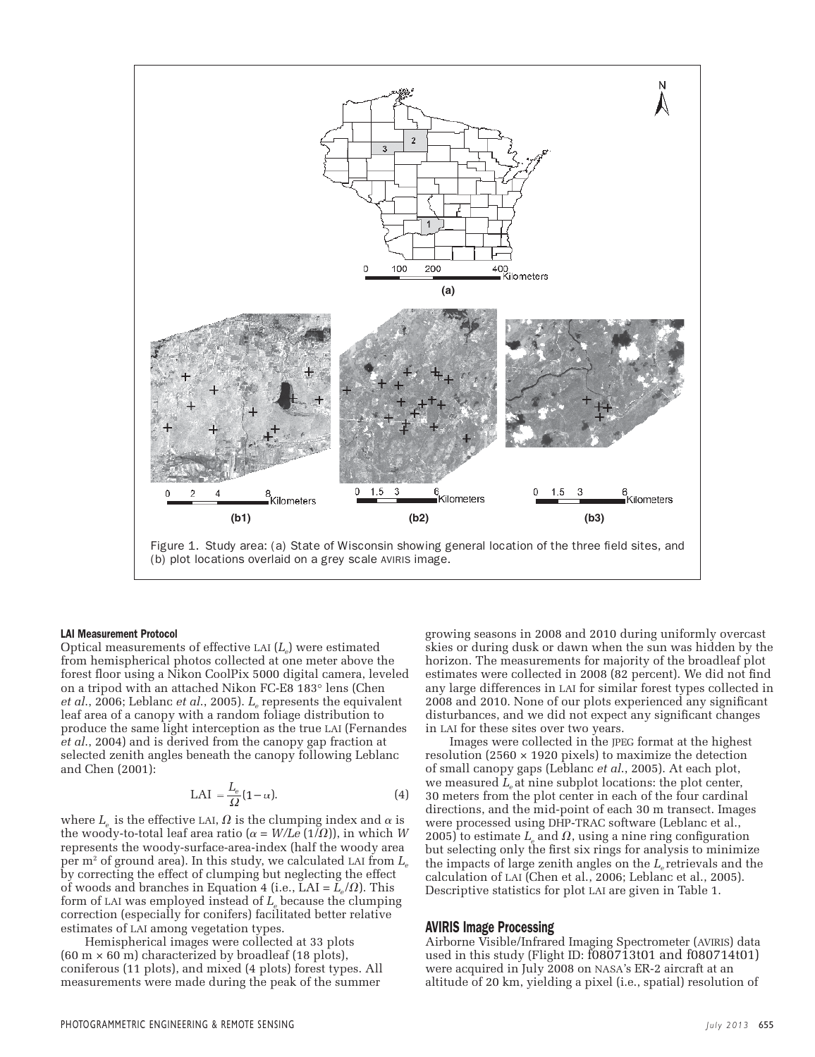Figure 1. Study area: (a) State of Wisconsin showing general location of the three field sites, and (b) plot locations overlaid on a grey scale AVIRIS image.

#### LAI Measurement Protocol

Optical measurements of effective LAI ($L_e$) were estimated from hemispherical photos collected at one meter above the forest floor using a Nikon CoolPix 5000 digital camera, leveled on a tripod with an attached Nikon FC-E8 183° lens (Chen *et al.*, 2006; Leblanc *et al.*, 2005). $L_e$ represents the equivalent leaf area of a canopy with a random foliage distribution to produce the same light interception as the true LAI (Fernandes *et al.*, 2004) and is derived from the canopy gap fraction at selected zenith angles beneath the canopy following Leblanc and Chen (2001):

$$\mathrm{LAI} = \frac{L_e}{\Omega}(1-\alpha). \tag{4}$$

where $L_e$ is the effective LAI, $\Omega$ is the clumping index and $\alpha$ is the woody-to-total leaf area ratio ($\alpha = W/Le\ (1/\Omega)$), in which $W$ represents the woody-surface-area-index (half the woody area per m² of ground area). In this study, we calculated LAI from $L_e$ by correcting the effect of clumping but neglecting the effect of woods and branches in Equation 4 (i.e., LAI = $L_e/\Omega$). This form of LAI was employed instead of $L_e$ because the clumping correction (especially for conifers) facilitated better relative estimates of LAI among vegetation types.

Hemispherical images were collected at 33 plots (60 m × 60 m) characterized by broadleaf (18 plots), coniferous (11 plots), and mixed (4 plots) forest types. All measurements were made during the peak of the summer growing seasons in 2008 and 2010 during uniformly overcast skies or during dusk or dawn when the sun was hidden by the horizon. The measurements for majority of the broadleaf plot estimates were collected in 2008 (82 percent). We did not find any large differences in LAI for similar forest types collected in 2008 and 2010. None of our plots experienced any significant disturbances, and we did not expect any significant changes in LAI for these sites over two years.

Images were collected in the JPEG format at the highest resolution (2560 × 1920 pixels) to maximize the detection of small canopy gaps (Leblanc *et al.*, 2005). At each plot, we measured $L_e$ at nine subplot locations: the plot center, 30 meters from the plot center in each of the four cardinal directions, and the mid-point of each 30 m transect. Images were processed using DHP-TRAC software (Leblanc et al., 2005) to estimate $L_e$ and $\Omega$, using a nine ring configuration but selecting only the first six rings for analysis to minimize the impacts of large zenith angles on the $L_e$ retrievals and the calculation of LAI (Chen et al., 2006; Leblanc et al., 2005). Descriptive statistics for plot LAI are given in Table 1.

## AVIRIS Image Processing

Airborne Visible/Infrared Imaging Spectrometer (AVIRIS) data used in this study (Flight ID: f080713t01 and f080714t01) were acquired in July 2008 on NASA's ER-2 aircraft at an altitude of 20 km, yielding a pixel (i.e., spatial) resolution of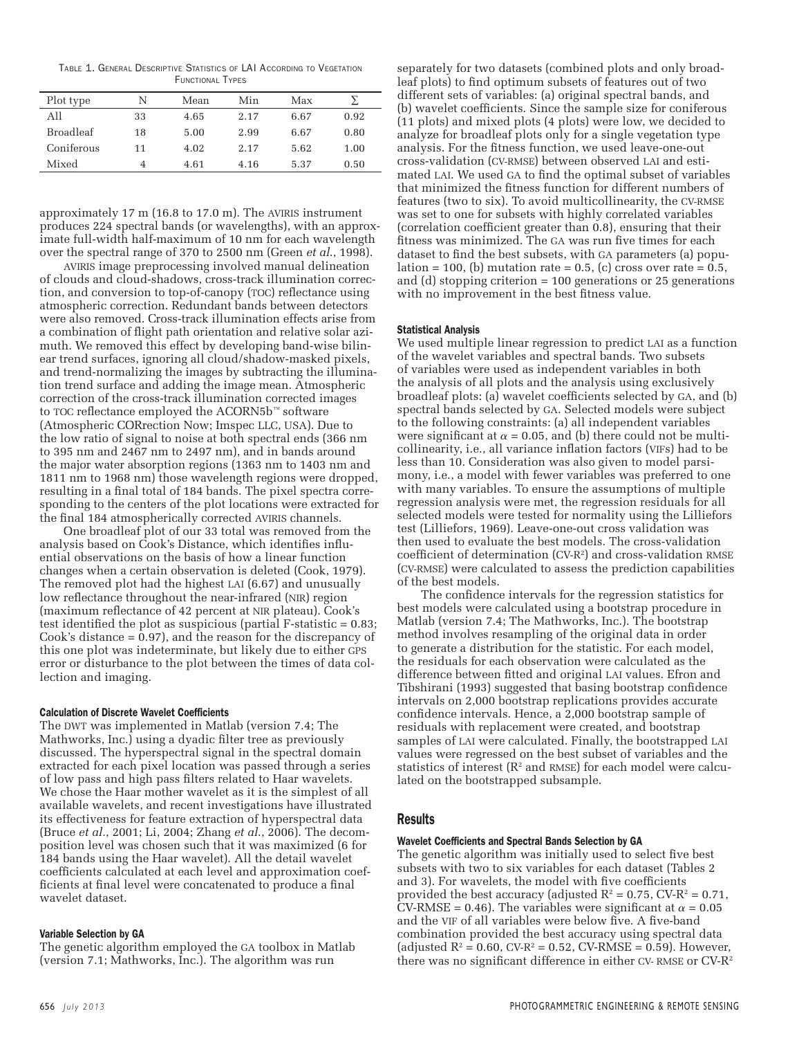Table 1. General Descriptive Statistics of LAI According to Vegetation Functional Types

| Plot type | N | Mean | Min | Max | Σ |
|---|---|---|---|---|---|
| All | 33 | 4.65 | 2.17 | 6.67 | 0.92 |
| Broadleaf | 18 | 5.00 | 2.99 | 6.67 | 0.80 |
| Coniferous | 11 | 4.02 | 2.17 | 5.62 | 1.00 |
| Mixed | 4 | 4.61 | 4.16 | 5.37 | 0.50 |

approximately 17 m (16.8 to 17.0 m). The AVIRIS instrument produces 224 spectral bands (or wavelengths), with an approximate full-width half-maximum of 10 nm for each wavelength over the spectral range of 370 to 2500 nm (Green *et al.*, 1998).

AVIRIS image preprocessing involved manual delineation of clouds and cloud-shadows, cross-track illumination correction, and conversion to top-of-canopy (TOC) reflectance using atmospheric correction. Redundant bands between detectors were also removed. Cross-track illumination effects arise from a combination of flight path orientation and relative solar azimuth. We removed this effect by developing band-wise bilinear trend surfaces, ignoring all cloud/shadow-masked pixels, and trend-normalizing the images by subtracting the illumination trend surface and adding the image mean. Atmospheric correction of the cross-track illumination corrected images to TOC reflectance employed the ACORN5b™ software (Atmospheric CORrection Now; Imspec LLC, USA). Due to the low ratio of signal to noise at both spectral ends (366 nm to 395 nm and 2467 nm to 2497 nm), and in bands around the major water absorption regions (1363 nm to 1403 nm and 1811 nm to 1968 nm) those wavelength regions were dropped, resulting in a final total of 184 bands. The pixel spectra corresponding to the centers of the plot locations were extracted for the final 184 atmospherically corrected AVIRIS channels.

One broadleaf plot of our 33 total was removed from the analysis based on Cook's Distance, which identifies influential observations on the basis of how a linear function changes when a certain observation is deleted (Cook, 1979). The removed plot had the highest LAI (6.67) and unusually low reflectance throughout the near-infrared (NIR) region (maximum reflectance of 42 percent at NIR plateau). Cook's test identified the plot as suspicious (partial F-statistic = 0.83; Cook's distance = 0.97), and the reason for the discrepancy of this one plot was indeterminate, but likely due to either GPS error or disturbance to the plot between the times of data collection and imaging.

#### Calculation of Discrete Wavelet Coefficients

The DWT was implemented in Matlab (version 7.4; The Mathworks, Inc.) using a dyadic filter tree as previously discussed. The hyperspectral signal in the spectral domain extracted for each pixel location was passed through a series of low pass and high pass filters related to Haar wavelets. We chose the Haar mother wavelet as it is the simplest of all available wavelets, and recent investigations have illustrated its effectiveness for feature extraction of hyperspectral data (Bruce *et al.*, 2001; Li, 2004; Zhang *et al.*, 2006). The decomposition level was chosen such that it was maximized (6 for 184 bands using the Haar wavelet). All the detail wavelet coefficients calculated at each level and approximation coefficients at final level were concatenated to produce a final wavelet dataset.

#### Variable Selection by GA

The genetic algorithm employed the GA toolbox in Matlab (version 7.1; Mathworks, Inc.). The algorithm was run separately for two datasets (combined plots and only broadleaf plots) to find optimum subsets of features out of two different sets of variables: (a) original spectral bands, and (b) wavelet coefficients. Since the sample size for coniferous (11 plots) and mixed plots (4 plots) were low, we decided to analyze for broadleaf plots only for a single vegetation type analysis. For the fitness function, we used leave-one-out cross-validation (CV-RMSE) between observed LAI and estimated LAI. We used GA to find the optimal subset of variables that minimized the fitness function for different numbers of features (two to six). To avoid multicollinearity, the CV-RMSE was set to one for subsets with highly correlated variables (correlation coefficient greater than 0.8), ensuring that their fitness was minimized. The GA was run five times for each dataset to find the best subsets, with GA parameters (a) population = 100, (b) mutation rate = 0.5, (c) cross over rate = 0.5, and (d) stopping criterion = 100 generations or 25 generations with no improvement in the best fitness value.

#### Statistical Analysis

We used multiple linear regression to predict LAI as a function of the wavelet variables and spectral bands. Two subsets of variables were used as independent variables in both the analysis of all plots and the analysis using exclusively broadleaf plots: (a) wavelet coefficients selected by GA, and (b) spectral bands selected by GA. Selected models were subject to the following constraints: (a) all independent variables were significant at $\alpha = 0.05$, and (b) there could not be multicollinearity, i.e., all variance inflation factors (VIFs) had to be less than 10. Consideration was also given to model parsimony, i.e., a model with fewer variables was preferred to one with many variables. To ensure the assumptions of multiple regression analysis were met, the regression residuals for all selected models were tested for normality using the Lilliefors test (Lilliefors, 1969). Leave-one-out cross validation was then used to evaluate the best models. The cross-validation coefficient of determination (CV-$R^2$) and cross-validation RMSE (CV-RMSE) were calculated to assess the prediction capabilities of the best models.

The confidence intervals for the regression statistics for best models were calculated using a bootstrap procedure in Matlab (version 7.4; The Mathworks, Inc.). The bootstrap method involves resampling of the original data in order to generate a distribution for the statistic. For each model, the residuals for each observation were calculated as the difference between fitted and original LAI values. Efron and Tibshirani (1993) suggested that basing bootstrap confidence intervals on 2,000 bootstrap replications provides accurate confidence intervals. Hence, a 2,000 bootstrap sample of residuals with replacement were created, and bootstrap samples of LAI were calculated. Finally, the bootstrapped LAI values were regressed on the best subset of variables and the statistics of interest ($R^2$ and RMSE) for each model were calculated on the bootstrapped subsample.

## Results

#### Wavelet Coefficients and Spectral Bands Selection by GA

The genetic algorithm was initially used to select five best subsets with two to six variables for each dataset (Tables 2 and 3). For wavelets, the model with five coefficients provided the best accuracy (adjusted $R^2 = 0.75$, CV-$R^2 = 0.71$, CV-RMSE = 0.46). The variables were significant at $\alpha = 0.05$ and the VIF of all variables were below five. A five-band combination provided the best accuracy using spectral data (adjusted $R^2 = 0.60$, CV-$R^2 = 0.52$, CV-RMSE = 0.59). However, there was no significant difference in either CV- RMSE or CV-$R^2$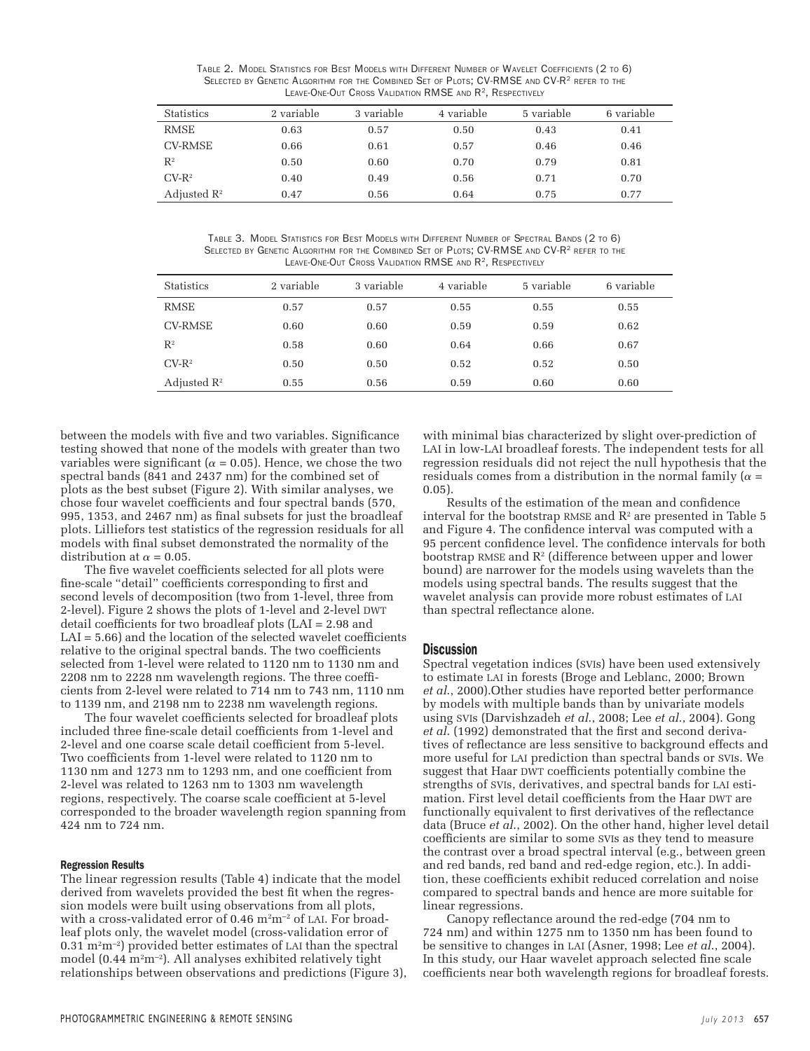Table 2. Model Statistics for Best Models with Different Number of Wavelet Coefficients (2 to 6) Selected by Genetic Algorithm for the Combined Set of Plots; CV-RMSE and CV-$R^2$ refer to the Leave-One-Out Cross Validation RMSE and $R^2$, Respectively

| Statistics | 2 variable | 3 variable | 4 variable | 5 variable | 6 variable |
|---|---|---|---|---|---|
| RMSE | 0.63 | 0.57 | 0.50 | 0.43 | 0.41 |
| CV-RMSE | 0.66 | 0.61 | 0.57 | 0.46 | 0.46 |
| $R^2$ | 0.50 | 0.60 | 0.70 | 0.79 | 0.81 |
| CV-$R^2$ | 0.40 | 0.49 | 0.56 | 0.71 | 0.70 |
| Adjusted $R^2$ | 0.47 | 0.56 | 0.64 | 0.75 | 0.77 |

Table 3. Model Statistics for Best Models with Different Number of Spectral Bands (2 to 6) Selected by Genetic Algorithm for the Combined Set of Plots; CV-RMSE and CV-$R^2$ refer to the Leave-One-Out Cross Validation RMSE and $R^2$, Respectively

| Statistics | 2 variable | 3 variable | 4 variable | 5 variable | 6 variable |
|---|---|---|---|---|---|
| RMSE | 0.57 | 0.57 | 0.55 | 0.55 | 0.55 |
| CV-RMSE | 0.60 | 0.60 | 0.59 | 0.59 | 0.62 |
| $R^2$ | 0.58 | 0.60 | 0.64 | 0.66 | 0.67 |
| CV-$R^2$ | 0.50 | 0.50 | 0.52 | 0.52 | 0.50 |
| Adjusted $R^2$ | 0.55 | 0.56 | 0.59 | 0.60 | 0.60 |

between the models with five and two variables. Significance testing showed that none of the models with greater than two variables were significant ($\alpha = 0.05$). Hence, we chose the two spectral bands (841 and 2437 nm) for the combined set of plots as the best subset (Figure 2). With similar analyses, we chose four wavelet coefficients and four spectral bands (570, 995, 1353, and 2467 nm) as final subsets for just the broadleaf plots. Lilliefors test statistics of the regression residuals for all models with final subset demonstrated the normality of the distribution at $\alpha = 0.05$.

The five wavelet coefficients selected for all plots were fine-scale "detail" coefficients corresponding to first and second levels of decomposition (two from 1-level, three from 2-level). Figure 2 shows the plots of 1-level and 2-level DWT detail coefficients for two broadleaf plots (LAI = 2.98 and LAI = 5.66) and the location of the selected wavelet coefficients relative to the original spectral bands. The two coefficients selected from 1-level were related to 1120 nm to 1130 nm and 2208 nm to 2228 nm wavelength regions. The three coefficients from 2-level were related to 714 nm to 743 nm, 1110 nm to 1139 nm, and 2198 nm to 2238 nm wavelength regions.

The four wavelet coefficients selected for broadleaf plots included three fine-scale detail coefficients from 1-level and 2-level and one coarse scale detail coefficient from 5-level. Two coefficients from 1-level were related to 1120 nm to 1130 nm and 1273 nm to 1293 nm, and one coefficient from 2-level was related to 1263 nm to 1303 nm wavelength regions, respectively. The coarse scale coefficient at 5-level corresponded to the broader wavelength region spanning from 424 nm to 724 nm.

#### Regression Results

The linear regression results (Table 4) indicate that the model derived from wavelets provided the best fit when the regression models were built using observations from all plots, with a cross-validated error of 0.46 $m^2m^{-2}$ of LAI. For broadleaf plots only, the wavelet model (cross-validation error of 0.31 $m^2m^{-2}$) provided better estimates of LAI than the spectral model (0.44 $m^2m^{-2}$). All analyses exhibited relatively tight relationships between observations and predictions (Figure 3), with minimal bias characterized by slight over-prediction of LAI in low-LAI broadleaf forests. The independent tests for all regression residuals did not reject the null hypothesis that the residuals comes from a distribution in the normal family ($\alpha = 0.05$).

Results of the estimation of the mean and confidence interval for the bootstrap RMSE and $R^2$ are presented in Table 5 and Figure 4. The confidence interval was computed with a 95 percent confidence level. The confidence intervals for both bootstrap RMSE and $R^2$ (difference between upper and lower bound) are narrower for the models using wavelets than the models using spectral bands. The results suggest that the wavelet analysis can provide more robust estimates of LAI than spectral reflectance alone.

### Discussion

Spectral vegetation indices (SVIs) have been used extensively to estimate LAI in forests (Broge and Leblanc, 2000; Brown *et al.*, 2000).Other studies have reported better performance by models with multiple bands than by univariate models using SVIs (Darvishzadeh *et al.*, 2008; Lee *et al.*, 2004). Gong *et al.* (1992) demonstrated that the first and second derivatives of reflectance are less sensitive to background effects and more useful for LAI prediction than spectral bands or SVIs. We suggest that Haar DWT coefficients potentially combine the strengths of SVIs, derivatives, and spectral bands for LAI estimation. First level detail coefficients from the Haar DWT are functionally equivalent to first derivatives of the reflectance data (Bruce *et al.*, 2002). On the other hand, higher level detail coefficients are similar to some SVIs as they tend to measure the contrast over a broad spectral interval (e.g., between green and red bands, red band and red-edge region, etc.). In addition, these coefficients exhibit reduced correlation and noise compared to spectral bands and hence are more suitable for linear regressions.

Canopy reflectance around the red-edge (704 nm to 724 nm) and within 1275 nm to 1350 nm has been found to be sensitive to changes in LAI (Asner, 1998; Lee *et al.*, 2004). In this study, our Haar wavelet approach selected fine scale coefficients near both wavelength regions for broadleaf forests.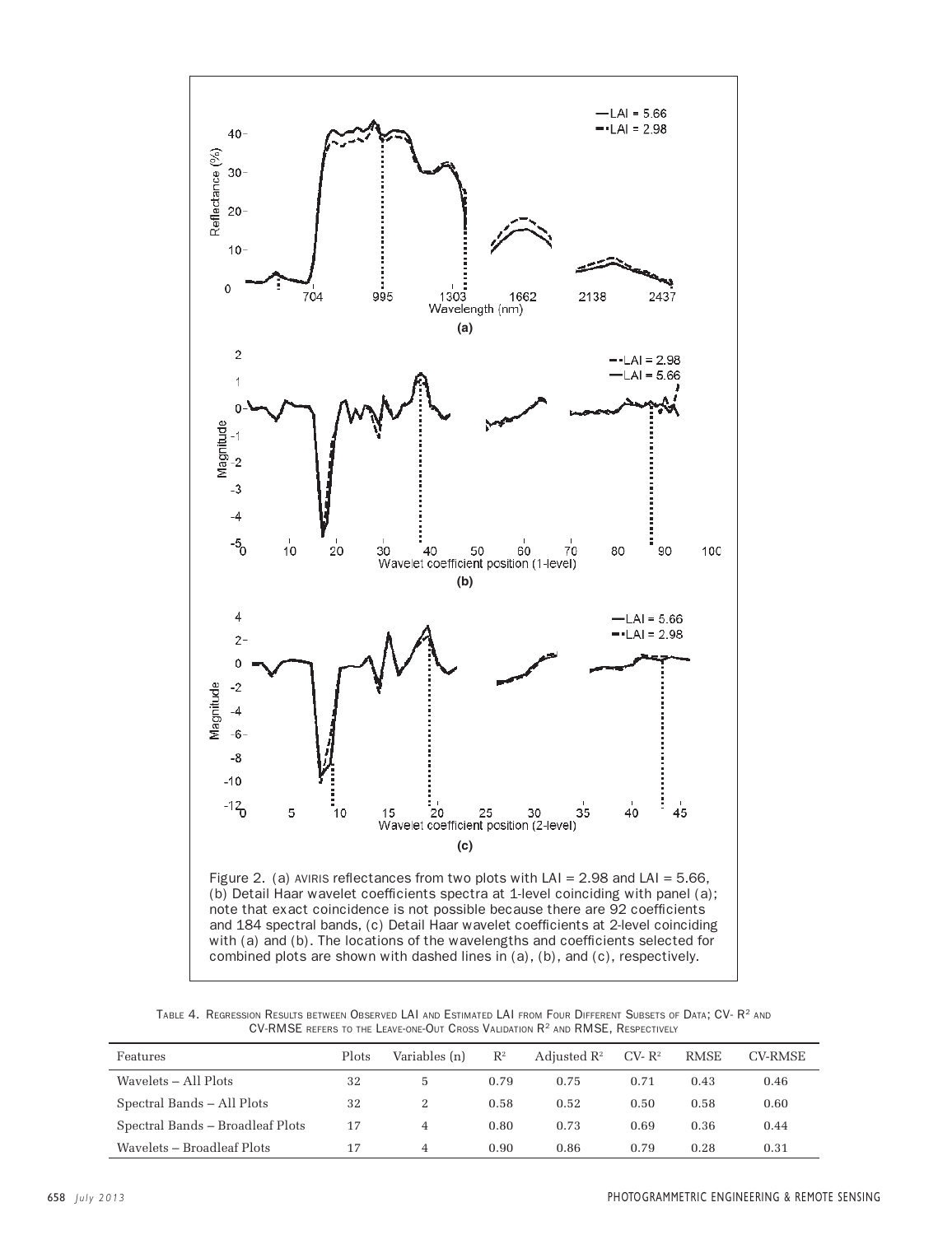Figure 2. (a) AVIRIS reflectances from two plots with LAI = 2.98 and LAI = 5.66, (b) Detail Haar wavelet coefficients spectra at 1-level coinciding with panel (a); note that exact coincidence is not possible because there are 92 coefficients and 184 spectral bands, (c) Detail Haar wavelet coefficients at 2-level coinciding with (a) and (b). The locations of the wavelengths and coefficients selected for combined plots are shown with dashed lines in (a), (b), and (c), respectively.

Table 4. Regression Results between Observed LAI and Estimated LAI from Four Different Subsets of Data; CV- $R^2$ and CV-RMSE refers to the Leave-one-Out Cross Validation $R^2$ and RMSE, Respectively

| Features | Plots | Variables (n) | $R^2$ | Adjusted $R^2$ | CV- $R^2$ | RMSE | CV-RMSE |
|---|---|---|---|---|---|---|---|
| Wavelets – All Plots | 32 | 5 | 0.79 | 0.75 | 0.71 | 0.43 | 0.46 |
| Spectral Bands – All Plots | 32 | 2 | 0.58 | 0.52 | 0.50 | 0.58 | 0.60 |
| Spectral Bands – Broadleaf Plots | 17 | 4 | 0.80 | 0.73 | 0.69 | 0.36 | 0.44 |
| Wavelets – Broadleaf Plots | 17 | 4 | 0.90 | 0.86 | 0.79 | 0.28 | 0.31 |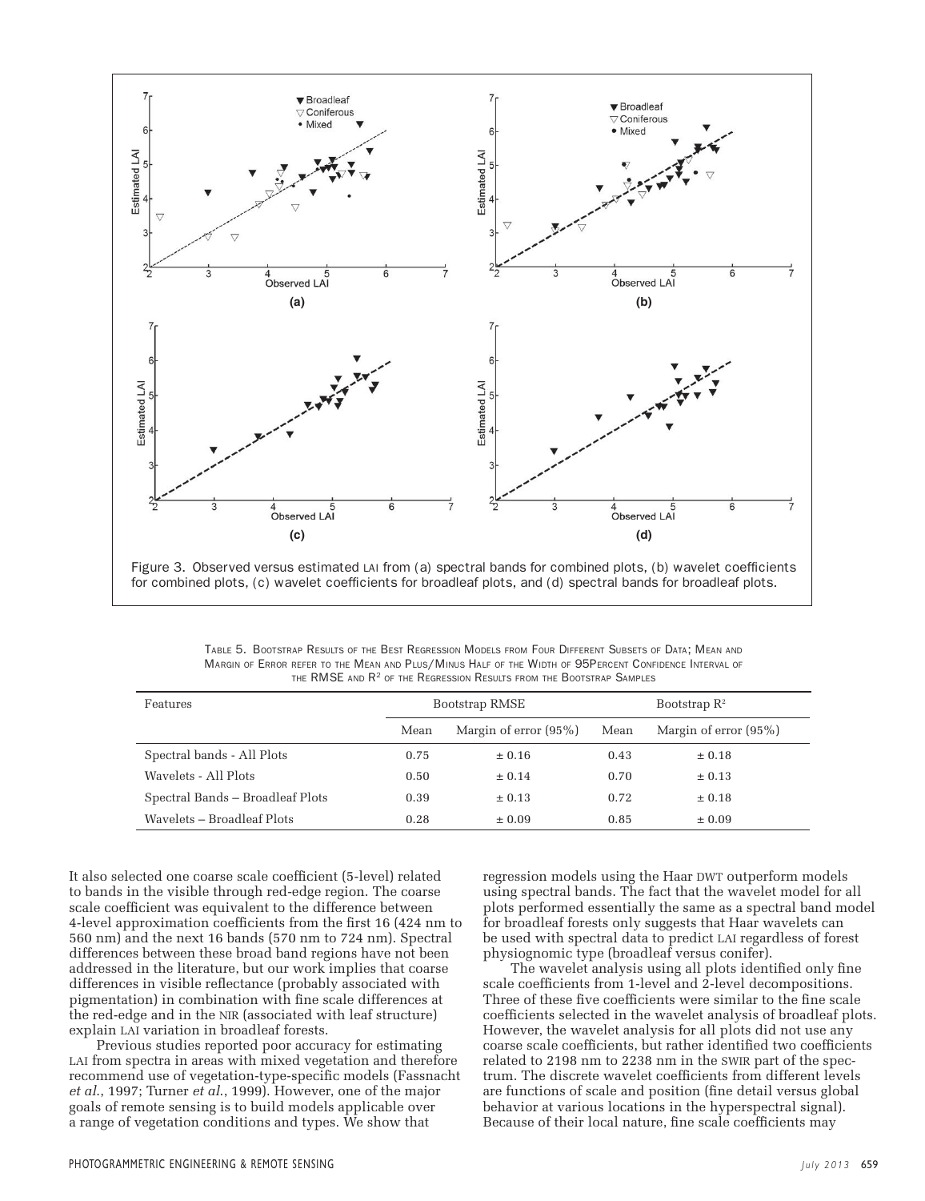Figure 3. Observed versus estimated LAI from (a) spectral bands for combined plots, (b) wavelet coefficients for combined plots, (c) wavelet coefficients for broadleaf plots, and (d) spectral bands for broadleaf plots.

Table 5. Bootstrap Results of the Best Regression Models from Four Different Subsets of Data; Mean and Margin of Error refer to the Mean and Plus/Minus Half of the Width of 95Percent Confidence Interval of the RMSE and $R^2$ of the Regression Results from the Bootstrap Samples

| Features | Bootstrap RMSE | | Bootstrap $R^2$ | |
|---|---|---|---|---|
| | Mean | Margin of error (95%) | Mean | Margin of error (95%) |
| Spectral bands - All Plots | 0.75 | ± 0.16 | 0.43 | ± 0.18 |
| Wavelets - All Plots | 0.50 | ± 0.14 | 0.70 | ± 0.13 |
| Spectral Bands – Broadleaf Plots | 0.39 | ± 0.13 | 0.72 | ± 0.18 |
| Wavelets – Broadleaf Plots | 0.28 | ± 0.09 | 0.85 | ± 0.09 |

It also selected one coarse scale coefficient (5-level) related to bands in the visible through red-edge region. The coarse scale coefficient was equivalent to the difference between 4-level approximation coefficients from the first 16 (424 nm to 560 nm) and the next 16 bands (570 nm to 724 nm). Spectral differences between these broad band regions have not been addressed in the literature, but our work implies that coarse differences in visible reflectance (probably associated with pigmentation) in combination with fine scale differences at the red-edge and in the NIR (associated with leaf structure) explain LAI variation in broadleaf forests.

Previous studies reported poor accuracy for estimating LAI from spectra in areas with mixed vegetation and therefore recommend use of vegetation-type-specific models (Fassnacht *et al.*, 1997; Turner *et al.*, 1999). However, one of the major goals of remote sensing is to build models applicable over a range of vegetation conditions and types. We show that regression models using the Haar DWT outperform models using spectral bands. The fact that the wavelet model for all plots performed essentially the same as a spectral band model for broadleaf forests only suggests that Haar wavelets can be used with spectral data to predict LAI regardless of forest physiognomic type (broadleaf versus conifer).

The wavelet analysis using all plots identified only fine scale coefficients from 1-level and 2-level decompositions. Three of these five coefficients were similar to the fine scale coefficients selected in the wavelet analysis of broadleaf plots. However, the wavelet analysis for all plots did not use any coarse scale coefficients, but rather identified two coefficients related to 2198 nm to 2238 nm in the SWIR part of the spectrum. The discrete wavelet coefficients from different levels are functions of scale and position (fine detail versus global behavior at various locations in the hyperspectral signal). Because of their local nature, fine scale coefficients may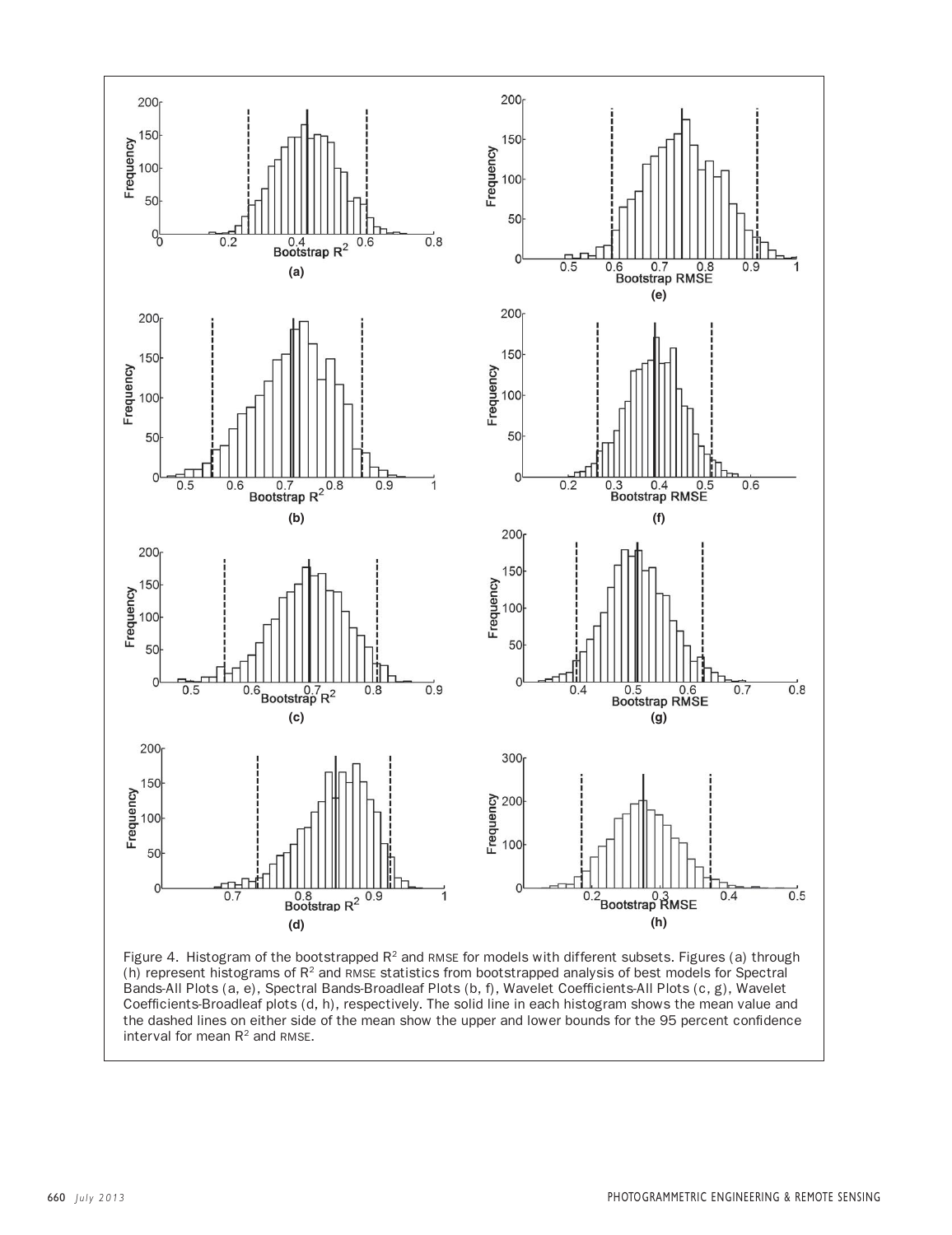Figure 4. Histogram of the bootstrapped $R^2$ and RMSE for models with different subsets. Figures (a) through (h) represent histograms of $R^2$ and RMSE statistics from bootstrapped analysis of best models for Spectral Bands-All Plots (a, e), Spectral Bands-Broadleaf Plots (b, f), Wavelet Coefficients-All Plots (c, g), Wavelet Coefficients-Broadleaf plots (d, h), respectively. The solid line in each histogram shows the mean value and the dashed lines on either side of the mean show the upper and lower bounds for the 95 percent confidence interval for mean $R^2$ and RMSE.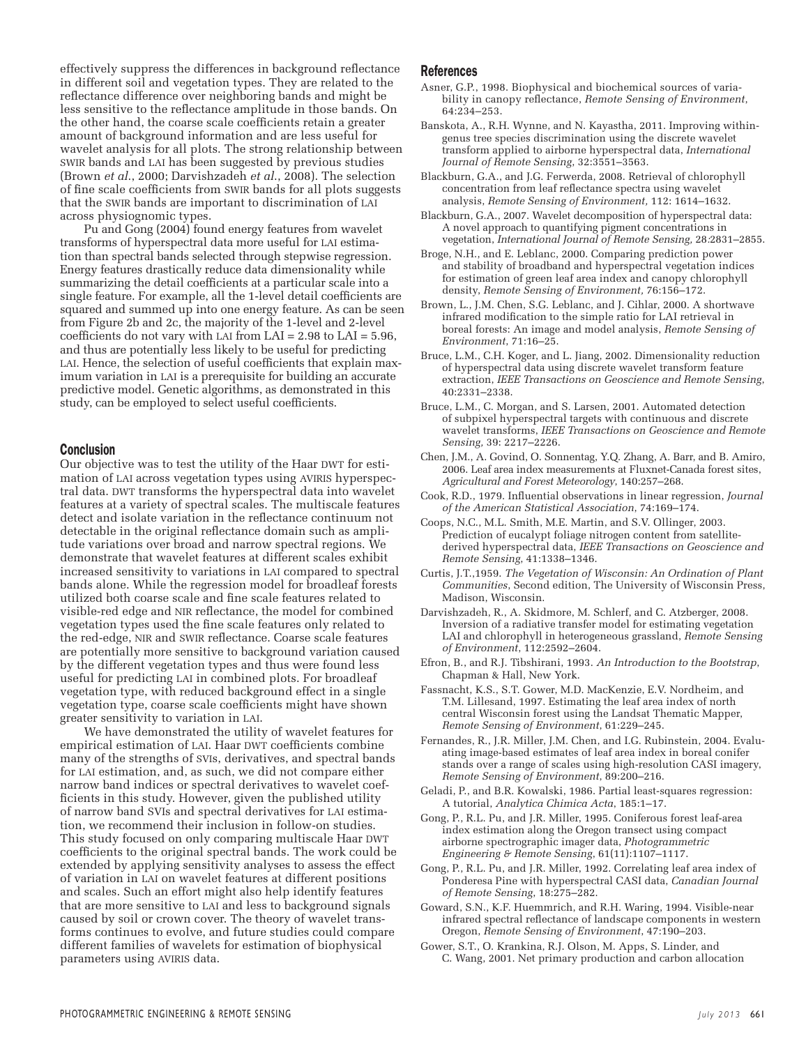effectively suppress the differences in background reflectance in different soil and vegetation types. They are related to the reflectance difference over neighboring bands and might be less sensitive to the reflectance amplitude in those bands. On the other hand, the coarse scale coefficients retain a greater amount of background information and are less useful for wavelet analysis for all plots. The strong relationship between SWIR bands and LAI has been suggested by previous studies (Brown *et al*., 2000; Darvishzadeh *et al*., 2008). The selection of fine scale coefficients from SWIR bands for all plots suggests that the SWIR bands are important to discrimination of LAI across physiognomic types.

Pu and Gong (2004) found energy features from wavelet transforms of hyperspectral data more useful for LAI estimation than spectral bands selected through stepwise regression. Energy features drastically reduce data dimensionality while summarizing the detail coefficients at a particular scale into a single feature. For example, all the 1-level detail coefficients are squared and summed up into one energy feature. As can be seen from Figure 2b and 2c, the majority of the 1-level and 2-level coefficients do not vary with LAI from LAI = 2.98 to LAI = 5.96, and thus are potentially less likely to be useful for predicting LAI. Hence, the selection of useful coefficients that explain maximum variation in LAI is a prerequisite for building an accurate predictive model. Genetic algorithms, as demonstrated in this study, can be employed to select useful coefficients.

## Conclusion

Our objective was to test the utility of the Haar DWT for estimation of LAI across vegetation types using AVIRIS hyperspectral data. DWT transforms the hyperspectral data into wavelet features at a variety of spectral scales. The multiscale features detect and isolate variation in the reflectance continuum not detectable in the original reflectance domain such as amplitude variations over broad and narrow spectral regions. We demonstrate that wavelet features at different scales exhibit increased sensitivity to variations in LAI compared to spectral bands alone. While the regression model for broadleaf forests utilized both coarse scale and fine scale features related to visible-red edge and NIR reflectance, the model for combined vegetation types used the fine scale features only related to the red-edge, NIR and SWIR reflectance. Coarse scale features are potentially more sensitive to background variation caused by the different vegetation types and thus were found less useful for predicting LAI in combined plots. For broadleaf vegetation type, with reduced background effect in a single vegetation type, coarse scale coefficients might have shown greater sensitivity to variation in LAI.

We have demonstrated the utility of wavelet features for empirical estimation of LAI. Haar DWT coefficients combine many of the strengths of SVIs, derivatives, and spectral bands for LAI estimation, and, as such, we did not compare either narrow band indices or spectral derivatives to wavelet coefficients in this study. However, given the published utility of narrow band SVIs and spectral derivatives for LAI estimation, we recommend their inclusion in follow-on studies. This study focused on only comparing multiscale Haar DWT coefficients to the original spectral bands. The work could be extended by applying sensitivity analyses to assess the effect of variation in LAI on wavelet features at different positions and scales. Such an effort might also help identify features that are more sensitive to LAI and less to background signals caused by soil or crown cover. The theory of wavelet transforms continues to evolve, and future studies could compare different families of wavelets for estimation of biophysical parameters using AVIRIS data.

## References

Asner, G.P., 1998. Biophysical and biochemical sources of variability in canopy reflectance, *Remote Sensing of Environment*, 64:234–253.

Banskota, A., R.H. Wynne, and N. Kayastha, 2011. Improving within-genus tree species discrimination using the discrete wavelet transform applied to airborne hyperspectral data, *International Journal of Remote Sensing*, 32:3551–3563.

Blackburn, G.A., and J.G. Ferwerda, 2008. Retrieval of chlorophyll concentration from leaf reflectance spectra using wavelet analysis, *Remote Sensing of Environment,* 112: 1614–1632.

Blackburn, G.A., 2007. Wavelet decomposition of hyperspectral data: A novel approach to quantifying pigment concentrations in vegetation, *International Journal of Remote Sensing,* 28:2831–2855.

Broge, N.H., and E. Leblanc, 2000. Comparing prediction power and stability of broadband and hyperspectral vegetation indices for estimation of green leaf area index and canopy chlorophyll density, *Remote Sensing of Environment,* 76:156–172.

Brown, L., J.M. Chen, S.G. Leblanc, and J. Cihlar, 2000. A shortwave infrared modification to the simple ratio for LAI retrieval in boreal forests: An image and model analysis, *Remote Sensing of Environment,* 71:16–25.

Bruce, L.M., C.H. Koger, and L. Jiang, 2002. Dimensionality reduction of hyperspectral data using discrete wavelet transform feature extraction, *IEEE Transactions on Geoscience and Remote Sensing*, 40:2331–2338.

Bruce, L.M., C. Morgan, and S. Larsen, 2001. Automated detection of subpixel hyperspectral targets with continuous and discrete wavelet transforms, *IEEE Transactions on Geoscience and Remote Sensing,* 39: 2217–2226.

Chen, J.M., A. Govind, O. Sonnentag, Y.Q. Zhang, A. Barr, and B. Amiro, 2006. Leaf area index measurements at Fluxnet-Canada forest sites, *Agricultural and Forest Meteorology*, 140:257–268.

Cook, R.D., 1979. Influential observations in linear regression, *Journal of the American Statistical Association*, 74:169–174.

Coops, N.C., M.L. Smith, M.E. Martin, and S.V. Ollinger, 2003. Prediction of eucalypt foliage nitrogen content from satellite-derived hyperspectral data, *IEEE Transactions on Geoscience and Remote Sensing*, 41:1338–1346.

Curtis, J.T.,1959. *The Vegetation of Wisconsin: An Ordination of Plant Communities*, Second edition, The University of Wisconsin Press, Madison, Wisconsin.

Darvishzadeh, R., A. Skidmore, M. Schlerf, and C. Atzberger, 2008. Inversion of a radiative transfer model for estimating vegetation LAI and chlorophyll in heterogeneous grassland, *Remote Sensing of Environment*, 112:2592–2604.

Efron, B., and R.J. Tibshirani, 1993. *An Introduction to the Bootstrap*, Chapman & Hall, New York.

Fassnacht, K.S., S.T. Gower, M.D. MacKenzie, E.V. Nordheim, and T.M. Lillesand, 1997. Estimating the leaf area index of north central Wisconsin forest using the Landsat Thematic Mapper, *Remote Sensing of Environment*, 61:229–245.

Fernandes, R., J.R. Miller, J.M. Chen, and I.G. Rubinstein, 2004. Evaluating image-based estimates of leaf area index in boreal conifer stands over a range of scales using high-resolution CASI imagery, *Remote Sensing of Environment*, 89:200–216.

Geladi, P., and B.R. Kowalski, 1986. Partial least-squares regression: A tutorial, *Analytica Chimica Acta*, 185:1–17.

Gong, P., R.L. Pu, and J.R. Miller, 1995. Coniferous forest leaf-area index estimation along the Oregon transect using compact airborne spectrographic imager data, *Photogrammetric Engineering & Remote Sensing*, 61(11):1107–1117.

Gong, P., R.L. Pu, and J.R. Miller, 1992. Correlating leaf area index of Ponderesa Pine with hyperspectral CASI data, *Canadian Journal of Remote Sensing,* 18:275–282.

Goward, S.N., K.F. Huemmrich, and R.H. Waring, 1994. Visible-near infrared spectral reflectance of landscape components in western Oregon, *Remote Sensing of Environment*, 47:190–203.

Gower, S.T., O. Krankina, R.J. Olson, M. Apps, S. Linder, and C. Wang, 2001. Net primary production and carbon allocation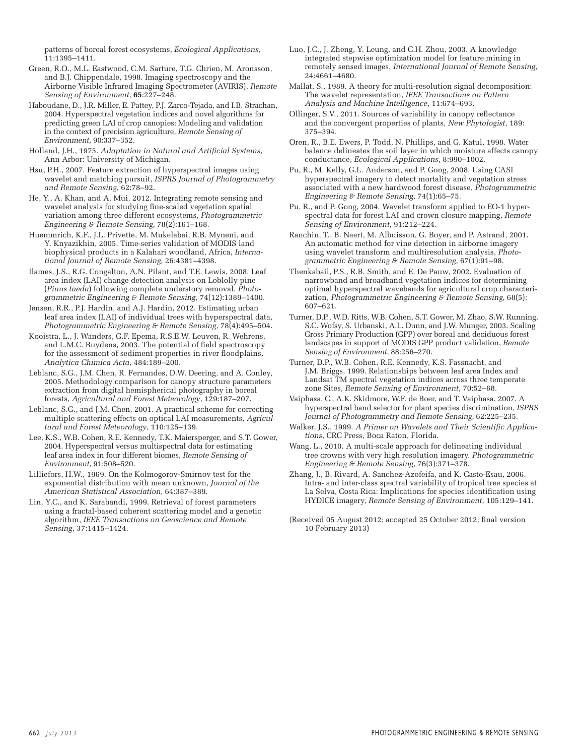patterns of boreal forest ecosystems, *Ecological Applications*, 11:1395–1411.

Green, R.O., M.L. Eastwood, C.M. Sarture, T.G. Chrien, M. Aronsson, and B.J. Chippendale, 1998. Imaging spectroscopy and the Airborne Visible Infrared Imaging Spectrometer (AVIRIS), *Remote Sensing of Environment*, **65**:227–248.

Haboudane, D., J.R. Miller, E. Pattey, P.J. Zarco-Tejada, and I.B. Strachan, 2004. Hyperspectral vegetation indices and novel algorithms for predicting green LAI of crop canopies: Modeling and validation in the context of precision agriculture, *Remote Sensing of Environment,* 90:337–352.

Holland, J.H., 1975. *Adaptation in Natural and Artificial Systems*, Ann Arbor: University of Michigan.

Hsu, P.H., 2007. Feature extraction of hyperspectral images using wavelet and matching pursuit, *ISPRS Journal of Photogrammetry and Remote Sensing*, 62:78–92.

He, Y., A. Khan, and A. Mui, 2012. Integrating remote sensing and wavelet analysis for studying fine-scaled vegetation spatial variation among three different ecosystems, *Photogrammetric Engineering & Remote Sensing*, 78(2):161–168.

Huemmrich, K.F., J.L. Privette, M. Mukelabai, R.B. Myneni, and Y. Knyazikhin, 2005. Time-series validation of MODIS land biophysical products in a Kalahari woodland, Africa, *International Journal of Remote Sensing,* 26:4381–4398.

Ilames, J.S., R.G. Congalton, A.N. Pilant, and T.E. Lewis, 2008. Leaf area index (LAI) change detection analysis on Loblolly pine (*Pinus taeda*) following complete understory removal, *Photogrammetric Engineering & Remote Sensing*, 74(12):1389–1400.

Jensen, R.R., P.J. Hardin, and A.J. Hardin, 2012. Estimating urban leaf area index (LAI) of individual trees with hyperspectral data, *Photogrammetric Engineering & Remote Sensing*, 78(4):495–504.

Kooistra, L., J. Wanders, G.F. Epema, R.S.E.W. Leuven, R. Wehrens, and L.M.C. Buydens, 2003. The potential of field spectroscopy for the assessment of sediment properties in river floodplains, *Analytica Chimica Acta*, 484:189–200.

Leblanc, S.G., J.M. Chen, R. Fernandes, D.W. Deering, and A. Conley, 2005. Methodology comparison for canopy structure parameters extraction from digital hemispherical photography in boreal forests, *Agricultural and Forest Meteorology*, 129:187–207.

Leblanc, S.G., and J.M. Chen, 2001. A practical scheme for correcting multiple scattering effects on optical LAI measurements, *Agricultural and Forest Meteorology*, 110:125–139.

Lee, K.S., W.B. Cohen, R.E. Kennedy, T.K. Maiersperger, and S.T. Gower, 2004. Hyperspectral versus multispectral data for estimating leaf area index in four different biomes, *Remote Sensing of Environment*, 91:508–520.

Lilliefors, H.W., 1969. On the Kolmogorov-Smirnov test for the exponential distribution with mean unknown, *Journal of the American Statistical Association*, 64:387–389.

Lin, Y.C., and K. Sarabandi, 1999. Retrieval of forest parameters using a fractal-based coherent scattering model and a genetic algorithm, *IEEE Transactions on Geoscience and Remote Sensing*, 37:1415–1424.

Luo, J.C., J. Zheng, Y. Leung, and C.H. Zhou, 2003. A knowledge integrated stepwise optimization model for feature mining in remotely sensed images, *International Journal of Remote Sensing*, 24:4661–4680.

Mallat, S., 1989. A theory for multi-resolution signal decomposition: The wavelet representation, *IEEE Transactions on Pattern Analysis and Machine Intelligence*, 11:674–693.

Ollinger, S.V., 2011. Sources of variability in canopy reflectance and the convergent properties of plants, *New Phytologist*, 189: 375–394.

Oren, R., B.E. Ewers, P. Todd, N. Phillips, and G. Katul, 1998. Water balance delineates the soil layer in which moisture affects canopy conductance, *Ecological Applications*, 8:990–1002.

Pu, R., M. Kelly, G.L. Anderson, and P. Gong, 2008. Using CASI hyperspectral imagery to detect mortality and vegetation stress associated with a new hardwood forest disease, *Photogrammetric Engineering & Remote Sensing*, 74(1):65–75.

Pu, R., and P. Gong, 2004. Wavelet transform applied to EO-1 hyperspectral data for forest LAI and crown closure mapping, *Remote Sensing of Environment*, 91:212–224.

Ranchin, T., B. Naert, M. Albuisson, G. Boyer, and P. Astrand, 2001. An automatic method for vine detection in airborne imagery using wavelet transform and multiresolution analysis, *Photogrammetric Engineering & Remote Sensing*, 67(1):91–98.

Thenkabail, P.S., R.B. Smith, and E. De Pauw, 2002. Evaluation of narrowband and broadband vegetation indices for determining optimal hyperspectral wavebands for agricultural crop characterization, *Photogrammetric Engineering & Remote Sensing*, 68(5): 607–621.

Turner, D.P., W.D. Ritts, W.B. Cohen, S.T. Gower, M. Zhao, S.W. Running, S.C. Wofsy, S. Urbanski, A.L. Dunn, and J.W. Munger, 2003. Scaling Gross Primary Production (GPP) over boreal and deciduous forest landscapes in support of MODIS GPP product validation, *Remote Sensing of Environment*, 88:256–270.

Turner, D.P., W.B. Cohen, R.E. Kennedy, K.S. Fassnacht, and J.M. Briggs, 1999. Relationships between leaf area Index and Landsat TM spectral vegetation indices across three temperate zone Sites, *Remote Sensing of Environment*, 70:52–68.

Vaiphasa, C., A.K. Skidmore, W.F. de Boer, and T. Vaiphasa, 2007. A hyperspectral band selector for plant species discrimination, *ISPRS Journal of Photogrammetry and Remote Sensing*, 62:225–235.

Walker, J.S., 1999. *A Primer on Wavelets and Their Scientific Applications*, CRC Press, Boca Raton, Florida.

Wang, L., 2010. A multi-scale approach for delineating individual tree crowns with very high resolution imagery. *Photogrammetric Engineering & Remote Sensing*, 76(3):371–378.

Zhang, J., B. Rivard, A. Sanchez-Azofeifa, and K. Casto-Esau, 2006. Intra- and inter-class spectral variability of tropical tree species at La Selva, Costa Rica: Implications for species identification using HYDICE imagery, *Remote Sensing of Environment*, 105:129–141.

(Received 05 August 2012; accepted 25 October 2012; final version 10 February 2013)